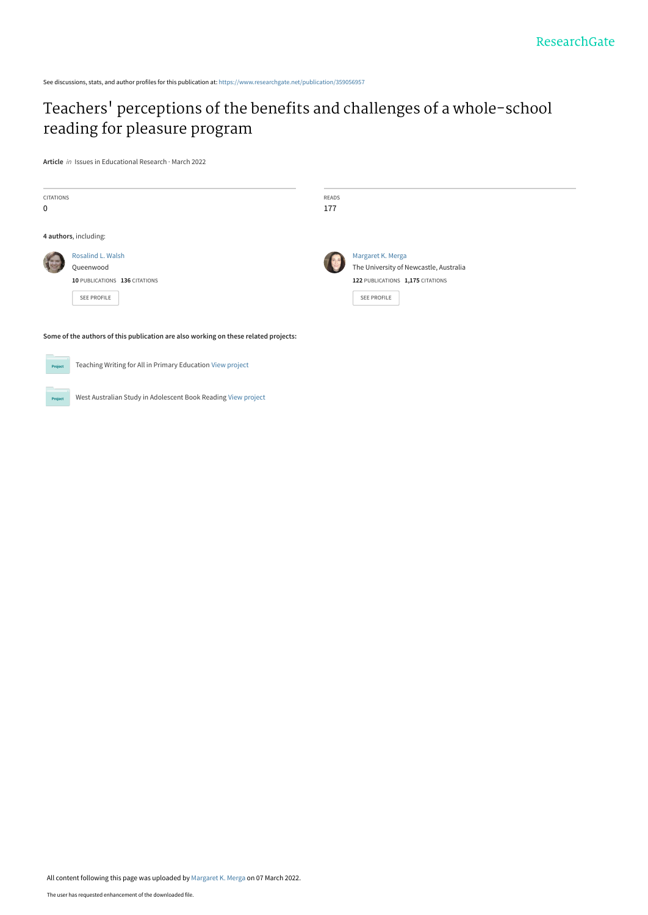See discussions, stats, and author profiles for this publication at: https://www.researchgate.net/publication/359056957

# Teachers' perceptions of the benefits and challenges of a whole-school reading for pleasure program

**Article** *in* Issues in Educational Research · March 2022

| CITATIONS | READS |
| --- | --- |
| 0 | 177 |

**4 authors**, including:

Rosalind L. Walsh
Queenwood
**10** PUBLICATIONS **136** CITATIONS

SEE PROFILE

Margaret K. Merga
The University of Newcastle, Australia
**122** PUBLICATIONS **1,175** CITATIONS

SEE PROFILE

**Some of the authors of this publication are also working on these related projects:**

Teaching Writing for All in Primary Education View project

West Australian Study in Adolescent Book Reading View project

All content following this page was uploaded by Margaret K. Merga on 07 March 2022.

The user has requested enhancement of the downloaded file.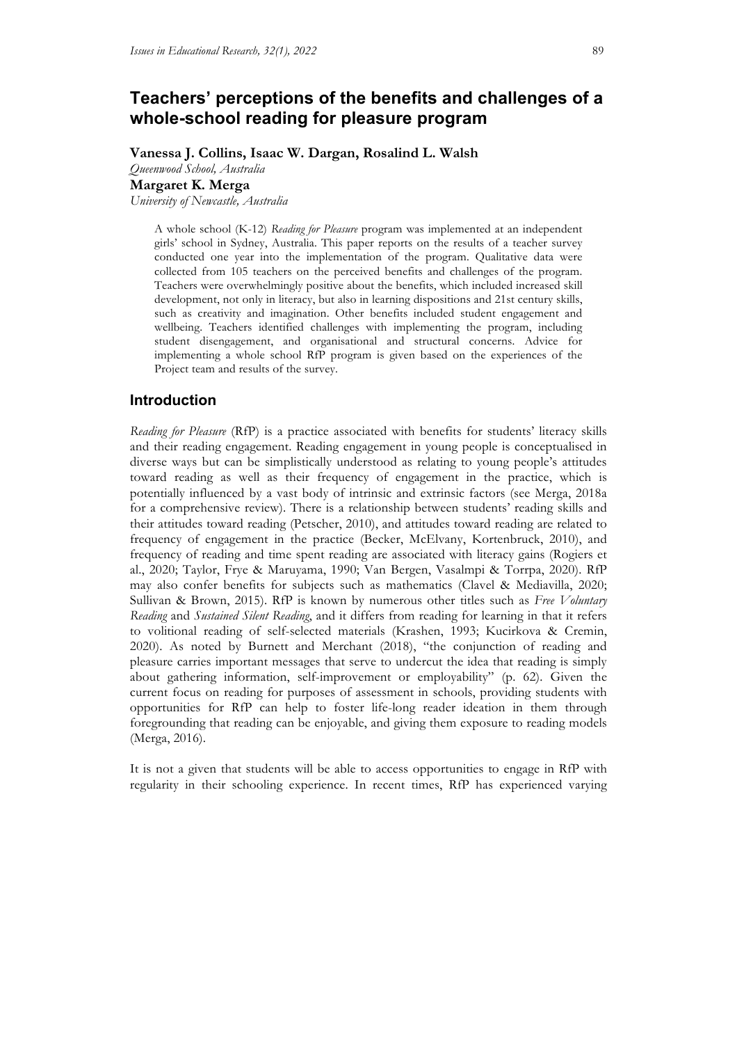# Teachers' perceptions of the benefits and challenges of a whole-school reading for pleasure program

**Vanessa J. Collins, Isaac W. Dargan, Rosalind L. Walsh**
*Queenwood School, Australia*
**Margaret K. Merga**
*University of Newcastle, Australia*

> A whole school (K-12) *Reading for Pleasure* program was implemented at an independent girls' school in Sydney, Australia. This paper reports on the results of a teacher survey conducted one year into the implementation of the program. Qualitative data were collected from 105 teachers on the perceived benefits and challenges of the program. Teachers were overwhelmingly positive about the benefits, which included increased skill development, not only in literacy, but also in learning dispositions and 21st century skills, such as creativity and imagination. Other benefits included student engagement and wellbeing. Teachers identified challenges with implementing the program, including student disengagement, and organisational and structural concerns. Advice for implementing a whole school RfP program is given based on the experiences of the Project team and results of the survey.

## Introduction

*Reading for Pleasure* (RfP) is a practice associated with benefits for students' literacy skills and their reading engagement. Reading engagement in young people is conceptualised in diverse ways but can be simplistically understood as relating to young people's attitudes toward reading as well as their frequency of engagement in the practice, which is potentially influenced by a vast body of intrinsic and extrinsic factors (see Merga, 2018a for a comprehensive review). There is a relationship between students' reading skills and their attitudes toward reading (Petscher, 2010), and attitudes toward reading are related to frequency of engagement in the practice (Becker, McElvany, Kortenbruck, 2010), and frequency of reading and time spent reading are associated with literacy gains (Rogiers et al., 2020; Taylor, Frye & Maruyama, 1990; Van Bergen, Vasalmpi & Torrpa, 2020). RfP may also confer benefits for subjects such as mathematics (Clavel & Mediavilla, 2020; Sullivan & Brown, 2015). RfP is known by numerous other titles such as *Free Voluntary Reading* and *Sustained Silent Reading*, and it differs from reading for learning in that it refers to volitional reading of self-selected materials (Krashen, 1993; Kucirkova & Cremin, 2020). As noted by Burnett and Merchant (2018), "the conjunction of reading and pleasure carries important messages that serve to undercut the idea that reading is simply about gathering information, self-improvement or employability" (p. 62). Given the current focus on reading for purposes of assessment in schools, providing students with opportunities for RfP can help to foster life-long reader ideation in them through foregrounding that reading can be enjoyable, and giving them exposure to reading models (Merga, 2016).

It is not a given that students will be able to access opportunities to engage in RfP with regularity in their schooling experience. In recent times, RfP has experienced varying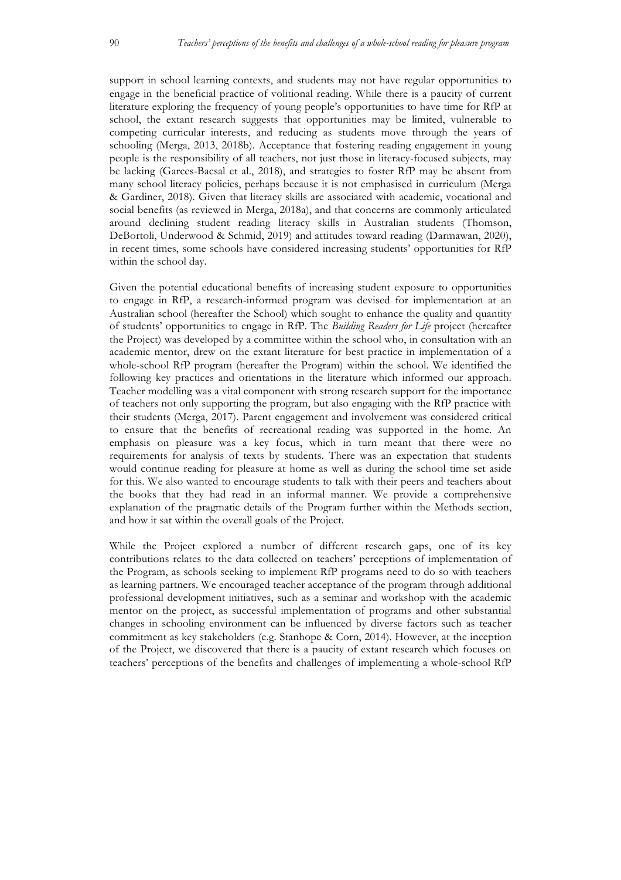support in school learning contexts, and students may not have regular opportunities to engage in the beneficial practice of volitional reading. While there is a paucity of current literature exploring the frequency of young people's opportunities to have time for RfP at school, the extant research suggests that opportunities may be limited, vulnerable to competing curricular interests, and reducing as students move through the years of schooling (Merga, 2013, 2018b). Acceptance that fostering reading engagement in young people is the responsibility of all teachers, not just those in literacy-focused subjects, may be lacking (Garces-Bacsal et al., 2018), and strategies to foster RfP may be absent from many school literacy policies, perhaps because it is not emphasised in curriculum (Merga & Gardiner, 2018). Given that literacy skills are associated with academic, vocational and social benefits (as reviewed in Merga, 2018a), and that concerns are commonly articulated around declining student reading literacy skills in Australian students (Thomson, DeBortoli, Underwood & Schmid, 2019) and attitudes toward reading (Darmawan, 2020), in recent times, some schools have considered increasing students' opportunities for RfP within the school day.

Given the potential educational benefits of increasing student exposure to opportunities to engage in RfP, a research-informed program was devised for implementation at an Australian school (hereafter the School) which sought to enhance the quality and quantity of students' opportunities to engage in RfP. The *Building Readers for Life* project (hereafter the Project) was developed by a committee within the school who, in consultation with an academic mentor, drew on the extant literature for best practice in implementation of a whole-school RfP program (hereafter the Program) within the school. We identified the following key practices and orientations in the literature which informed our approach. Teacher modelling was a vital component with strong research support for the importance of teachers not only supporting the program, but also engaging with the RfP practice with their students (Merga, 2017). Parent engagement and involvement was considered critical to ensure that the benefits of recreational reading was supported in the home. An emphasis on pleasure was a key focus, which in turn meant that there were no requirements for analysis of texts by students. There was an expectation that students would continue reading for pleasure at home as well as during the school time set aside for this. We also wanted to encourage students to talk with their peers and teachers about the books that they had read in an informal manner. We provide a comprehensive explanation of the pragmatic details of the Program further within the Methods section, and how it sat within the overall goals of the Project.

While the Project explored a number of different research gaps, one of its key contributions relates to the data collected on teachers' perceptions of implementation of the Program, as schools seeking to implement RfP programs need to do so with teachers as learning partners. We encouraged teacher acceptance of the program through additional professional development initiatives, such as a seminar and workshop with the academic mentor on the project, as successful implementation of programs and other substantial changes in schooling environment can be influenced by diverse factors such as teacher commitment as key stakeholders (e.g. Stanhope & Corn, 2014). However, at the inception of the Project, we discovered that there is a paucity of extant research which focuses on teachers' perceptions of the benefits and challenges of implementing a whole-school RfP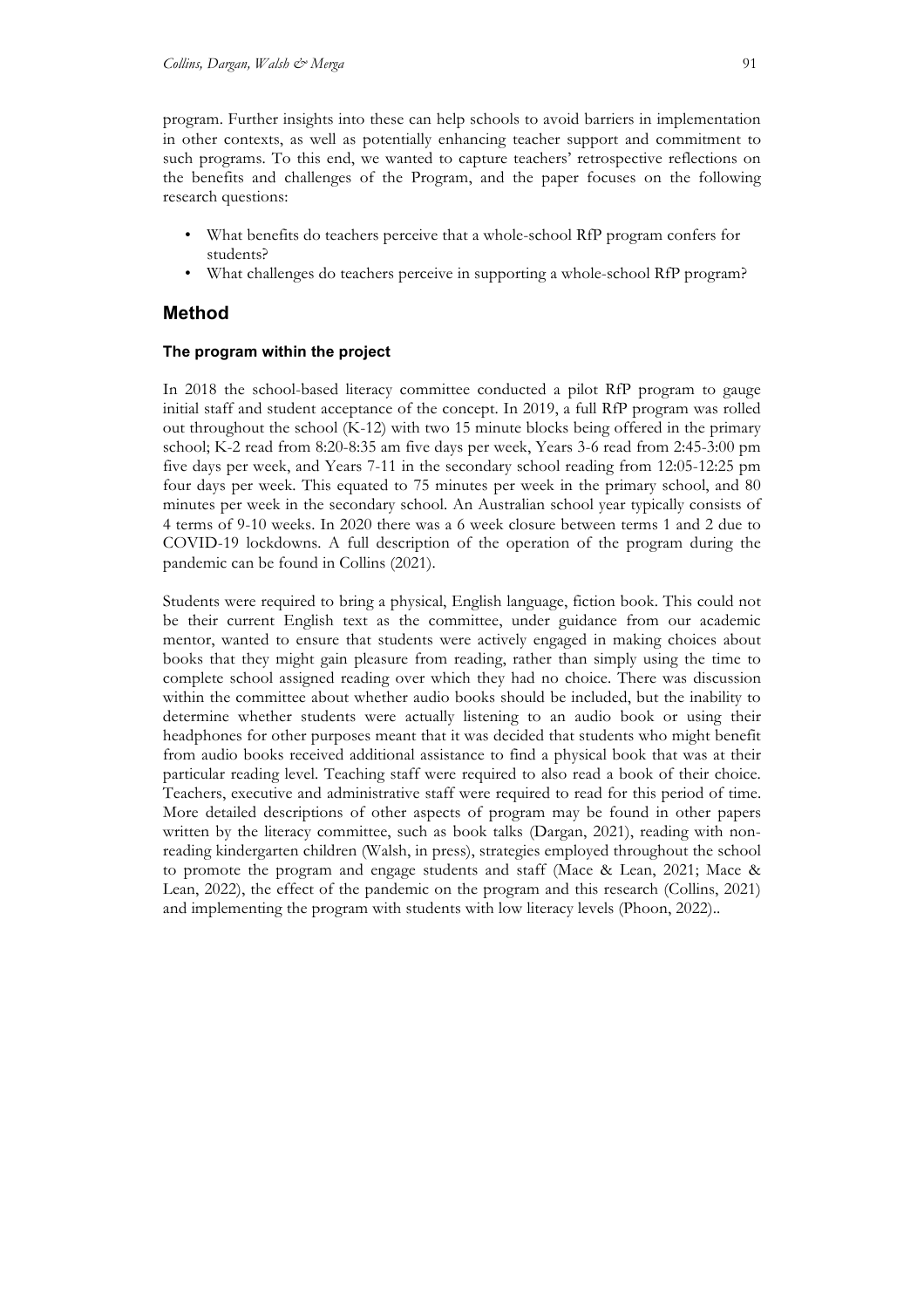program. Further insights into these can help schools to avoid barriers in implementation in other contexts, as well as potentially enhancing teacher support and commitment to such programs. To this end, we wanted to capture teachers' retrospective reflections on the benefits and challenges of the Program, and the paper focuses on the following research questions:

- What benefits do teachers perceive that a whole-school RfP program confers for students?
- What challenges do teachers perceive in supporting a whole-school RfP program?

## Method

### The program within the project

In 2018 the school-based literacy committee conducted a pilot RfP program to gauge initial staff and student acceptance of the concept. In 2019, a full RfP program was rolled out throughout the school (K-12) with two 15 minute blocks being offered in the primary school; K-2 read from 8:20-8:35 am five days per week, Years 3-6 read from 2:45-3:00 pm five days per week, and Years 7-11 in the secondary school reading from 12:05-12:25 pm four days per week. This equated to 75 minutes per week in the primary school, and 80 minutes per week in the secondary school. An Australian school year typically consists of 4 terms of 9-10 weeks. In 2020 there was a 6 week closure between terms 1 and 2 due to COVID-19 lockdowns. A full description of the operation of the program during the pandemic can be found in Collins (2021).

Students were required to bring a physical, English language, fiction book. This could not be their current English text as the committee, under guidance from our academic mentor, wanted to ensure that students were actively engaged in making choices about books that they might gain pleasure from reading, rather than simply using the time to complete school assigned reading over which they had no choice. There was discussion within the committee about whether audio books should be included, but the inability to determine whether students were actually listening to an audio book or using their headphones for other purposes meant that it was decided that students who might benefit from audio books received additional assistance to find a physical book that was at their particular reading level. Teaching staff were required to also read a book of their choice. Teachers, executive and administrative staff were required to read for this period of time. More detailed descriptions of other aspects of program may be found in other papers written by the literacy committee, such as book talks (Dargan, 2021), reading with non-reading kindergarten children (Walsh, in press), strategies employed throughout the school to promote the program and engage students and staff (Mace & Lean, 2021; Mace & Lean, 2022), the effect of the pandemic on the program and this research (Collins, 2021) and implementing the program with students with low literacy levels (Phoon, 2022)..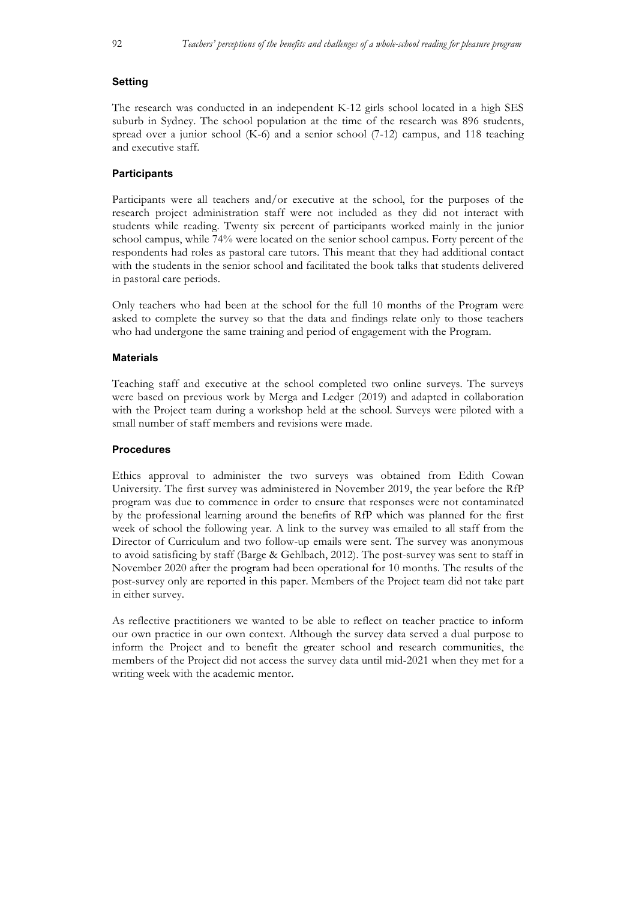### Setting

The research was conducted in an independent K-12 girls school located in a high SES suburb in Sydney. The school population at the time of the research was 896 students, spread over a junior school (K-6) and a senior school (7-12) campus, and 118 teaching and executive staff.

### Participants

Participants were all teachers and/or executive at the school, for the purposes of the research project administration staff were not included as they did not interact with students while reading. Twenty six percent of participants worked mainly in the junior school campus, while 74% were located on the senior school campus. Forty percent of the respondents had roles as pastoral care tutors. This meant that they had additional contact with the students in the senior school and facilitated the book talks that students delivered in pastoral care periods.

Only teachers who had been at the school for the full 10 months of the Program were asked to complete the survey so that the data and findings relate only to those teachers who had undergone the same training and period of engagement with the Program.

### Materials

Teaching staff and executive at the school completed two online surveys. The surveys were based on previous work by Merga and Ledger (2019) and adapted in collaboration with the Project team during a workshop held at the school. Surveys were piloted with a small number of staff members and revisions were made.

### Procedures

Ethics approval to administer the two surveys was obtained from Edith Cowan University. The first survey was administered in November 2019, the year before the RfP program was due to commence in order to ensure that responses were not contaminated by the professional learning around the benefits of RfP which was planned for the first week of school the following year. A link to the survey was emailed to all staff from the Director of Curriculum and two follow-up emails were sent. The survey was anonymous to avoid satisficing by staff (Barge & Gehlbach, 2012). The post-survey was sent to staff in November 2020 after the program had been operational for 10 months. The results of the post-survey only are reported in this paper. Members of the Project team did not take part in either survey.

As reflective practitioners we wanted to be able to reflect on teacher practice to inform our own practice in our own context. Although the survey data served a dual purpose to inform the Project and to benefit the greater school and research communities, the members of the Project did not access the survey data until mid-2021 when they met for a writing week with the academic mentor.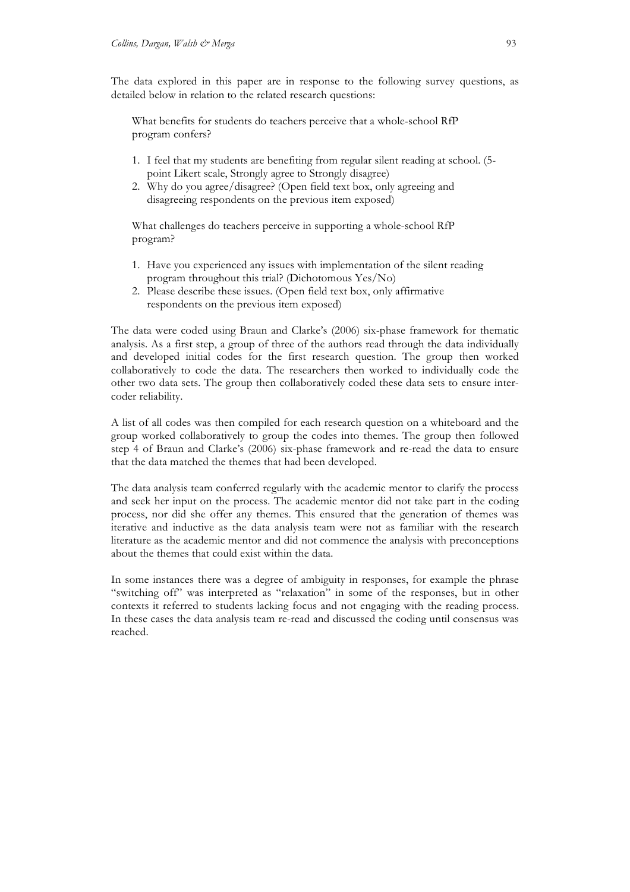The data explored in this paper are in response to the following survey questions, as detailed below in relation to the related research questions:

> What benefits for students do teachers perceive that a whole-school RfP program confers?
>
> 1. I feel that my students are benefiting from regular silent reading at school. (5-point Likert scale, Strongly agree to Strongly disagree)
> 2. Why do you agree/disagree? (Open field text box, only agreeing and disagreeing respondents on the previous item exposed)
>
> What challenges do teachers perceive in supporting a whole-school RfP program?
>
> 1. Have you experienced any issues with implementation of the silent reading program throughout this trial? (Dichotomous Yes/No)
> 2. Please describe these issues. (Open field text box, only affirmative respondents on the previous item exposed)

The data were coded using Braun and Clarke's (2006) six-phase framework for thematic analysis. As a first step, a group of three of the authors read through the data individually and developed initial codes for the first research question. The group then worked collaboratively to code the data. The researchers then worked to individually code the other two data sets. The group then collaboratively coded these data sets to ensure inter-coder reliability.

A list of all codes was then compiled for each research question on a whiteboard and the group worked collaboratively to group the codes into themes. The group then followed step 4 of Braun and Clarke's (2006) six-phase framework and re-read the data to ensure that the data matched the themes that had been developed.

The data analysis team conferred regularly with the academic mentor to clarify the process and seek her input on the process. The academic mentor did not take part in the coding process, nor did she offer any themes. This ensured that the generation of themes was iterative and inductive as the data analysis team were not as familiar with the research literature as the academic mentor and did not commence the analysis with preconceptions about the themes that could exist within the data.

In some instances there was a degree of ambiguity in responses, for example the phrase "switching off" was interpreted as "relaxation" in some of the responses, but in other contexts it referred to students lacking focus and not engaging with the reading process. In these cases the data analysis team re-read and discussed the coding until consensus was reached.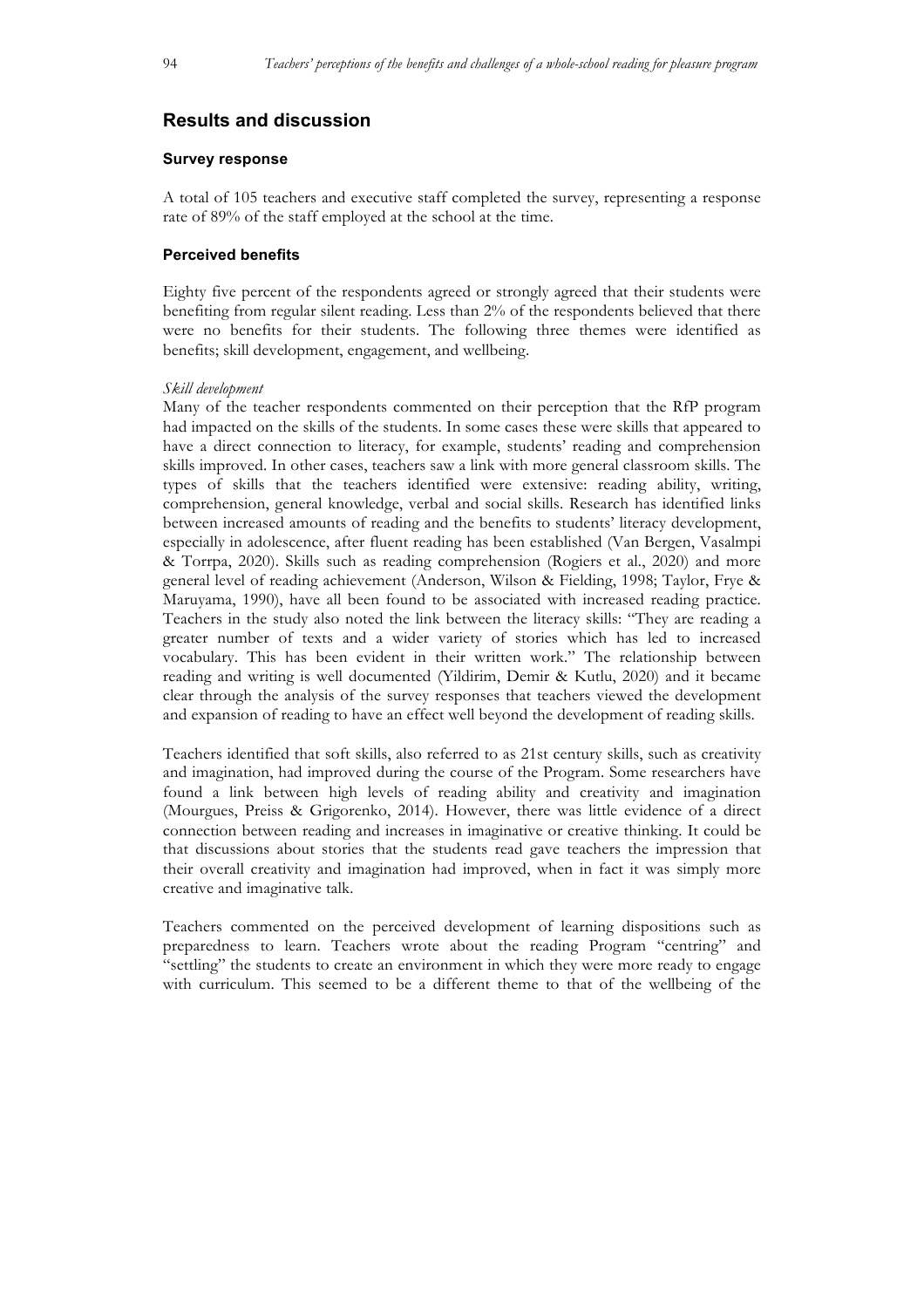## Results and discussion

### Survey response

A total of 105 teachers and executive staff completed the survey, representing a response rate of 89% of the staff employed at the school at the time.

### Perceived benefits

Eighty five percent of the respondents agreed or strongly agreed that their students were benefiting from regular silent reading. Less than 2% of the respondents believed that there were no benefits for their students. The following three themes were identified as benefits; skill development, engagement, and wellbeing.

*Skill development*

Many of the teacher respondents commented on their perception that the RfP program had impacted on the skills of the students. In some cases these were skills that appeared to have a direct connection to literacy, for example, students' reading and comprehension skills improved. In other cases, teachers saw a link with more general classroom skills. The types of skills that the teachers identified were extensive: reading ability, writing, comprehension, general knowledge, verbal and social skills. Research has identified links between increased amounts of reading and the benefits to students' literacy development, especially in adolescence, after fluent reading has been established (Van Bergen, Vasalmpi & Torrpa, 2020). Skills such as reading comprehension (Rogiers et al., 2020) and more general level of reading achievement (Anderson, Wilson & Fielding, 1998; Taylor, Frye & Maruyama, 1990), have all been found to be associated with increased reading practice. Teachers in the study also noted the link between the literacy skills: "They are reading a greater number of texts and a wider variety of stories which has led to increased vocabulary. This has been evident in their written work." The relationship between reading and writing is well documented (Yildirim, Demir & Kutlu, 2020) and it became clear through the analysis of the survey responses that teachers viewed the development and expansion of reading to have an effect well beyond the development of reading skills.

Teachers identified that soft skills, also referred to as 21st century skills, such as creativity and imagination, had improved during the course of the Program. Some researchers have found a link between high levels of reading ability and creativity and imagination (Mourgues, Preiss & Grigorenko, 2014). However, there was little evidence of a direct connection between reading and increases in imaginative or creative thinking. It could be that discussions about stories that the students read gave teachers the impression that their overall creativity and imagination had improved, when in fact it was simply more creative and imaginative talk.

Teachers commented on the perceived development of learning dispositions such as preparedness to learn. Teachers wrote about the reading Program "centring" and "settling" the students to create an environment in which they were more ready to engage with curriculum. This seemed to be a different theme to that of the wellbeing of the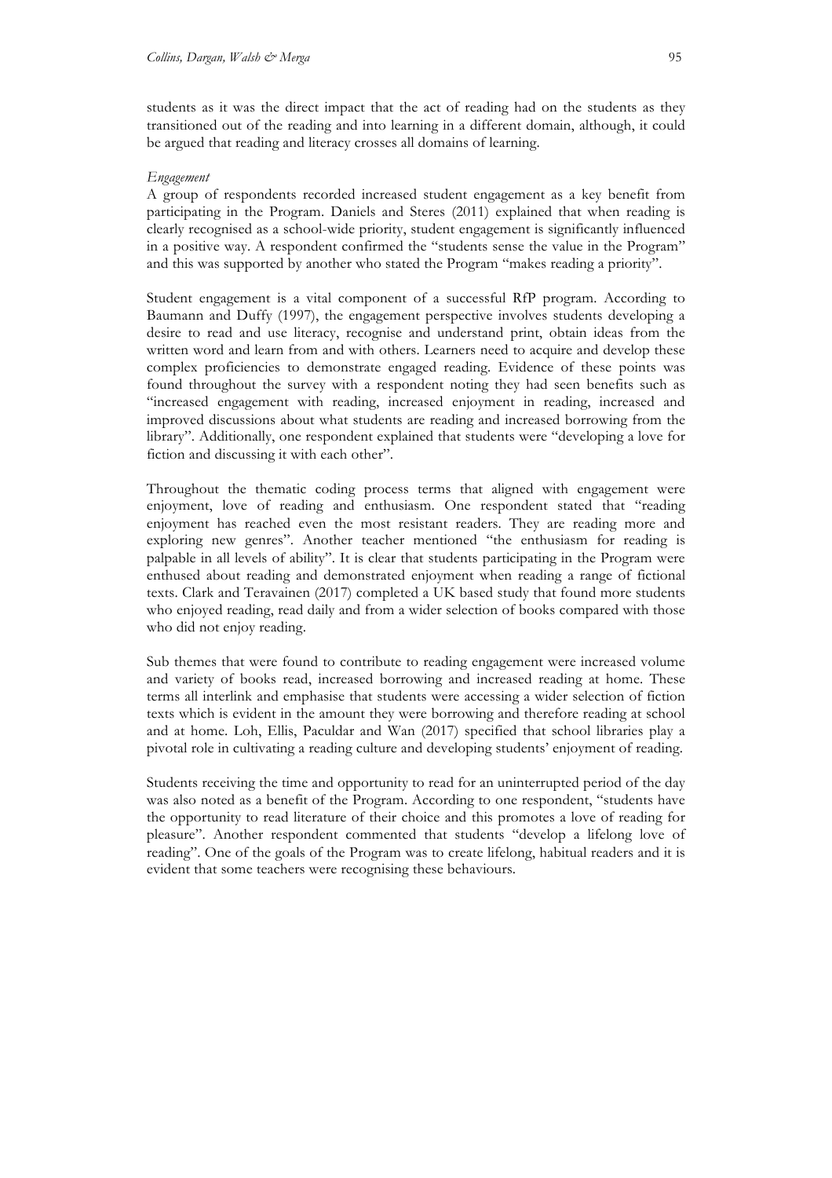students as it was the direct impact that the act of reading had on the students as they transitioned out of the reading and into learning in a different domain, although, it could be argued that reading and literacy crosses all domains of learning.

*Engagement*

A group of respondents recorded increased student engagement as a key benefit from participating in the Program. Daniels and Steres (2011) explained that when reading is clearly recognised as a school-wide priority, student engagement is significantly influenced in a positive way. A respondent confirmed the "students sense the value in the Program" and this was supported by another who stated the Program "makes reading a priority".

Student engagement is a vital component of a successful RfP program. According to Baumann and Duffy (1997), the engagement perspective involves students developing a desire to read and use literacy, recognise and understand print, obtain ideas from the written word and learn from and with others. Learners need to acquire and develop these complex proficiencies to demonstrate engaged reading. Evidence of these points was found throughout the survey with a respondent noting they had seen benefits such as "increased engagement with reading, increased enjoyment in reading, increased and improved discussions about what students are reading and increased borrowing from the library". Additionally, one respondent explained that students were "developing a love for fiction and discussing it with each other".

Throughout the thematic coding process terms that aligned with engagement were enjoyment, love of reading and enthusiasm. One respondent stated that "reading enjoyment has reached even the most resistant readers. They are reading more and exploring new genres". Another teacher mentioned "the enthusiasm for reading is palpable in all levels of ability". It is clear that students participating in the Program were enthused about reading and demonstrated enjoyment when reading a range of fictional texts. Clark and Teravainen (2017) completed a UK based study that found more students who enjoyed reading, read daily and from a wider selection of books compared with those who did not enjoy reading.

Sub themes that were found to contribute to reading engagement were increased volume and variety of books read, increased borrowing and increased reading at home. These terms all interlink and emphasise that students were accessing a wider selection of fiction texts which is evident in the amount they were borrowing and therefore reading at school and at home. Loh, Ellis, Paculdar and Wan (2017) specified that school libraries play a pivotal role in cultivating a reading culture and developing students' enjoyment of reading.

Students receiving the time and opportunity to read for an uninterrupted period of the day was also noted as a benefit of the Program. According to one respondent, "students have the opportunity to read literature of their choice and this promotes a love of reading for pleasure". Another respondent commented that students "develop a lifelong love of reading". One of the goals of the Program was to create lifelong, habitual readers and it is evident that some teachers were recognising these behaviours.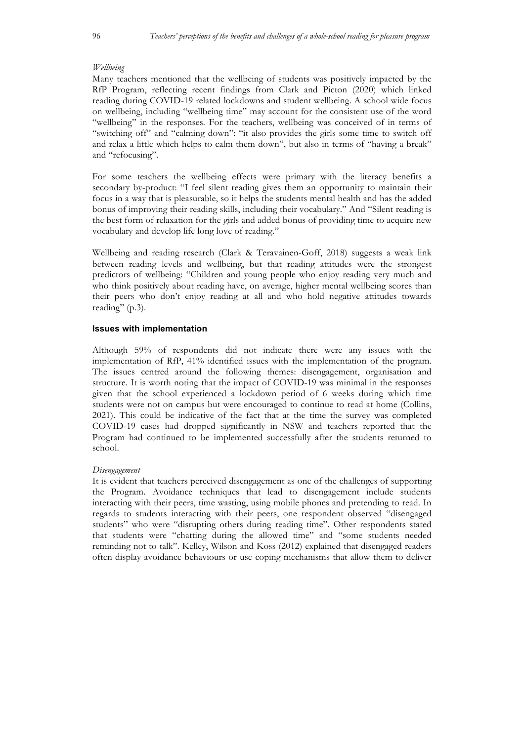*Wellbeing*

Many teachers mentioned that the wellbeing of students was positively impacted by the RfP Program, reflecting recent findings from Clark and Picton (2020) which linked reading during COVID-19 related lockdowns and student wellbeing. A school wide focus on wellbeing, including "wellbeing time" may account for the consistent use of the word "wellbeing" in the responses. For the teachers, wellbeing was conceived of in terms of "switching off" and "calming down": "it also provides the girls some time to switch off and relax a little which helps to calm them down", but also in terms of "having a break" and "refocusing".

For some teachers the wellbeing effects were primary with the literacy benefits a secondary by-product: "I feel silent reading gives them an opportunity to maintain their focus in a way that is pleasurable, so it helps the students mental health and has the added bonus of improving their reading skills, including their vocabulary." And "Silent reading is the best form of relaxation for the girls and added bonus of providing time to acquire new vocabulary and develop life long love of reading."

Wellbeing and reading research (Clark & Teravainen-Goff, 2018) suggests a weak link between reading levels and wellbeing, but that reading attitudes were the strongest predictors of wellbeing: "Children and young people who enjoy reading very much and who think positively about reading have, on average, higher mental wellbeing scores than their peers who don't enjoy reading at all and who hold negative attitudes towards reading" (p.3).

### Issues with implementation

Although 59% of respondents did not indicate there were any issues with the implementation of RfP, 41% identified issues with the implementation of the program. The issues centred around the following themes: disengagement, organisation and structure. It is worth noting that the impact of COVID-19 was minimal in the responses given that the school experienced a lockdown period of 6 weeks during which time students were not on campus but were encouraged to continue to read at home (Collins, 2021). This could be indicative of the fact that at the time the survey was completed COVID-19 cases had dropped significantly in NSW and teachers reported that the Program had continued to be implemented successfully after the students returned to school.

*Disengagement*

It is evident that teachers perceived disengagement as one of the challenges of supporting the Program. Avoidance techniques that lead to disengagement include students interacting with their peers, time wasting, using mobile phones and pretending to read. In regards to students interacting with their peers, one respondent observed "disengaged students" who were "disrupting others during reading time". Other respondents stated that students were "chatting during the allowed time" and "some students needed reminding not to talk". Kelley, Wilson and Koss (2012) explained that disengaged readers often display avoidance behaviours or use coping mechanisms that allow them to deliver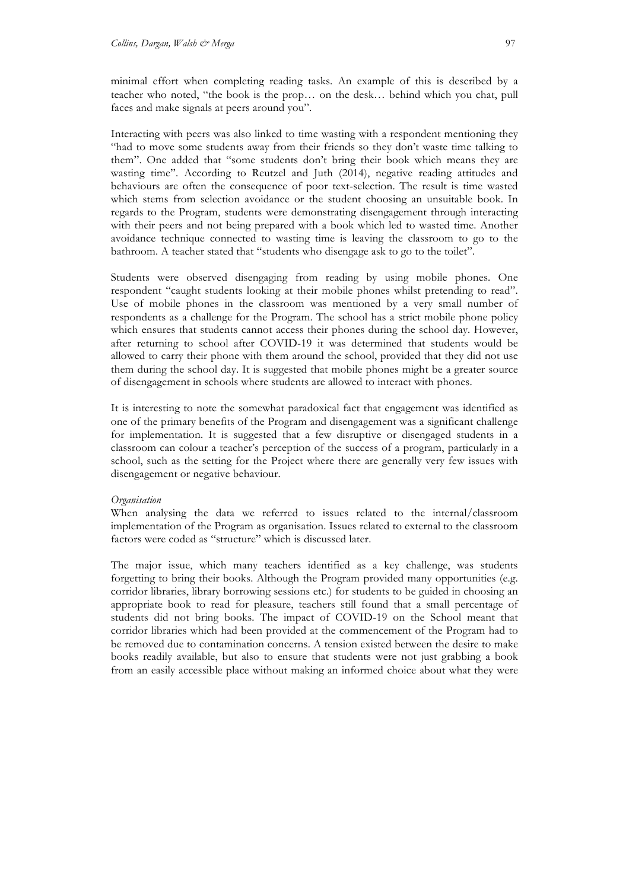minimal effort when completing reading tasks. An example of this is described by a teacher who noted, "the book is the prop… on the desk… behind which you chat, pull faces and make signals at peers around you".

Interacting with peers was also linked to time wasting with a respondent mentioning they "had to move some students away from their friends so they don't waste time talking to them". One added that "some students don't bring their book which means they are wasting time". According to Reutzel and Juth (2014), negative reading attitudes and behaviours are often the consequence of poor text-selection. The result is time wasted which stems from selection avoidance or the student choosing an unsuitable book. In regards to the Program, students were demonstrating disengagement through interacting with their peers and not being prepared with a book which led to wasted time. Another avoidance technique connected to wasting time is leaving the classroom to go to the bathroom. A teacher stated that "students who disengage ask to go to the toilet".

Students were observed disengaging from reading by using mobile phones. One respondent "caught students looking at their mobile phones whilst pretending to read". Use of mobile phones in the classroom was mentioned by a very small number of respondents as a challenge for the Program. The school has a strict mobile phone policy which ensures that students cannot access their phones during the school day. However, after returning to school after COVID-19 it was determined that students would be allowed to carry their phone with them around the school, provided that they did not use them during the school day. It is suggested that mobile phones might be a greater source of disengagement in schools where students are allowed to interact with phones.

It is interesting to note the somewhat paradoxical fact that engagement was identified as one of the primary benefits of the Program and disengagement was a significant challenge for implementation. It is suggested that a few disruptive or disengaged students in a classroom can colour a teacher's perception of the success of a program, particularly in a school, such as the setting for the Project where there are generally very few issues with disengagement or negative behaviour.

*Organisation*

When analysing the data we referred to issues related to the internal/classroom implementation of the Program as organisation. Issues related to external to the classroom factors were coded as "structure" which is discussed later.

The major issue, which many teachers identified as a key challenge, was students forgetting to bring their books. Although the Program provided many opportunities (e.g. corridor libraries, library borrowing sessions etc.) for students to be guided in choosing an appropriate book to read for pleasure, teachers still found that a small percentage of students did not bring books. The impact of COVID-19 on the School meant that corridor libraries which had been provided at the commencement of the Program had to be removed due to contamination concerns. A tension existed between the desire to make books readily available, but also to ensure that students were not just grabbing a book from an easily accessible place without making an informed choice about what they were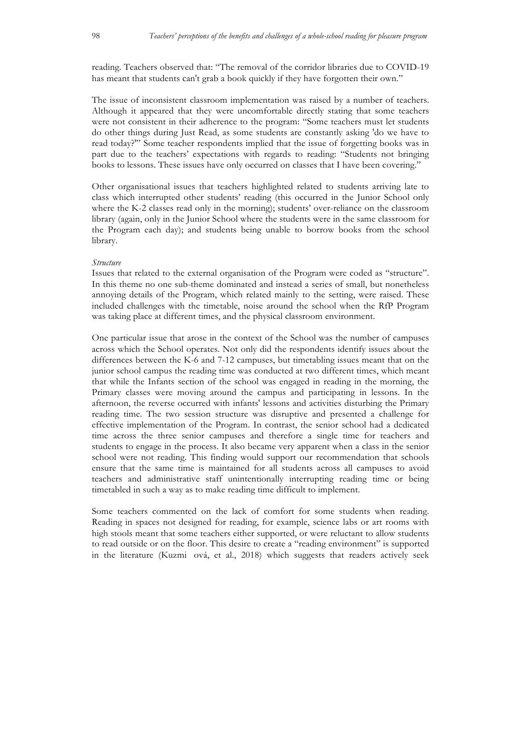reading. Teachers observed that: "The removal of the corridor libraries due to COVID-19 has meant that students can't grab a book quickly if they have forgotten their own."

The issue of inconsistent classroom implementation was raised by a number of teachers. Although it appeared that they were uncomfortable directly stating that some teachers were not consistent in their adherence to the program: "Some teachers must let students do other things during Just Read, as some students are constantly asking 'do we have to read today?'" Some teacher respondents implied that the issue of forgetting books was in part due to the teachers' expectations with regards to reading: "Students not bringing books to lessons. These issues have only occurred on classes that I have been covering."

Other organisational issues that teachers highlighted related to students arriving late to class which interrupted other students' reading (this occurred in the Junior School only where the K-2 classes read only in the morning); students' over-reliance on the classroom library (again, only in the Junior School where the students were in the same classroom for the Program each day); and students being unable to borrow books from the school library.

*Structure*

Issues that related to the external organisation of the Program were coded as "structure". In this theme no one sub-theme dominated and instead a series of small, but nonetheless annoying details of the Program, which related mainly to the setting, were raised. These included challenges with the timetable, noise around the school when the RfP Program was taking place at different times, and the physical classroom environment.

One particular issue that arose in the context of the School was the number of campuses across which the School operates. Not only did the respondents identify issues about the differences between the K-6 and 7-12 campuses, but timetabling issues meant that on the junior school campus the reading time was conducted at two different times, which meant that while the Infants section of the school was engaged in reading in the morning, the Primary classes were moving around the campus and participating in lessons. In the afternoon, the reverse occurred with infants' lessons and activities disturbing the Primary reading time. The two session structure was disruptive and presented a challenge for effective implementation of the Program. In contrast, the senior school had a dedicated time across the three senior campuses and therefore a single time for teachers and students to engage in the process. It also became very apparent when a class in the senior school were not reading. This finding would support our recommendation that schools ensure that the same time is maintained for all students across all campuses to avoid teachers and administrative staff unintentionally interrupting reading time or being timetabled in such a way as to make reading time difficult to implement.

Some teachers commented on the lack of comfort for some students when reading. Reading in spaces not designed for reading, for example, science labs or art rooms with high stools meant that some teachers either supported, or were reluctant to allow students to read outside or on the floor. This desire to create a "reading environment" is supported in the literature (Kuzmi ová, et al., 2018) which suggests that readers actively seek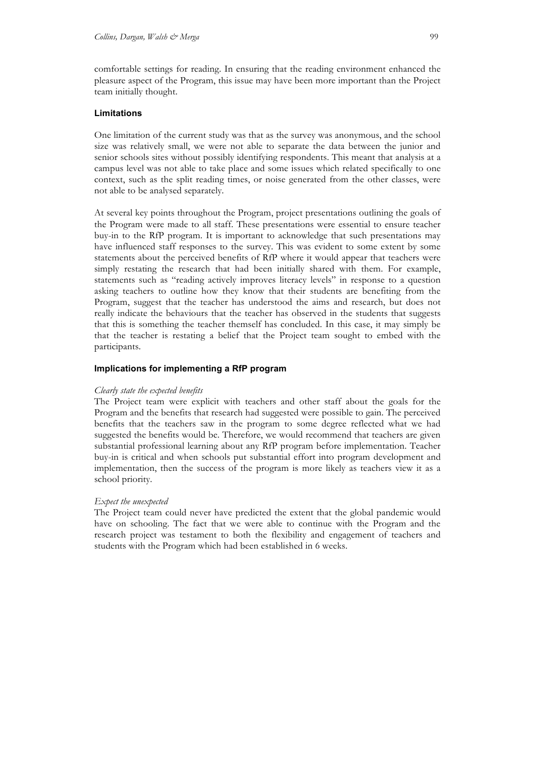comfortable settings for reading. In ensuring that the reading environment enhanced the pleasure aspect of the Program, this issue may have been more important than the Project team initially thought.

### Limitations

One limitation of the current study was that as the survey was anonymous, and the school size was relatively small, we were not able to separate the data between the junior and senior schools sites without possibly identifying respondents. This meant that analysis at a campus level was not able to take place and some issues which related specifically to one context, such as the split reading times, or noise generated from the other classes, were not able to be analysed separately.

At several key points throughout the Program, project presentations outlining the goals of the Program were made to all staff. These presentations were essential to ensure teacher buy-in to the RfP program. It is important to acknowledge that such presentations may have influenced staff responses to the survey. This was evident to some extent by some statements about the perceived benefits of RfP where it would appear that teachers were simply restating the research that had been initially shared with them. For example, statements such as "reading actively improves literacy levels" in response to a question asking teachers to outline how they know that their students are benefiting from the Program, suggest that the teacher has understood the aims and research, but does not really indicate the behaviours that the teacher has observed in the students that suggests that this is something the teacher themself has concluded. In this case, it may simply be that the teacher is restating a belief that the Project team sought to embed with the participants.

### Implications for implementing a RfP program

*Clearly state the expected benefits*

The Project team were explicit with teachers and other staff about the goals for the Program and the benefits that research had suggested were possible to gain. The perceived benefits that the teachers saw in the program to some degree reflected what we had suggested the benefits would be. Therefore, we would recommend that teachers are given substantial professional learning about any RfP program before implementation. Teacher buy-in is critical and when schools put substantial effort into program development and implementation, then the success of the program is more likely as teachers view it as a school priority.

*Expect the unexpected*

The Project team could never have predicted the extent that the global pandemic would have on schooling. The fact that we were able to continue with the Program and the research project was testament to both the flexibility and engagement of teachers and students with the Program which had been established in 6 weeks.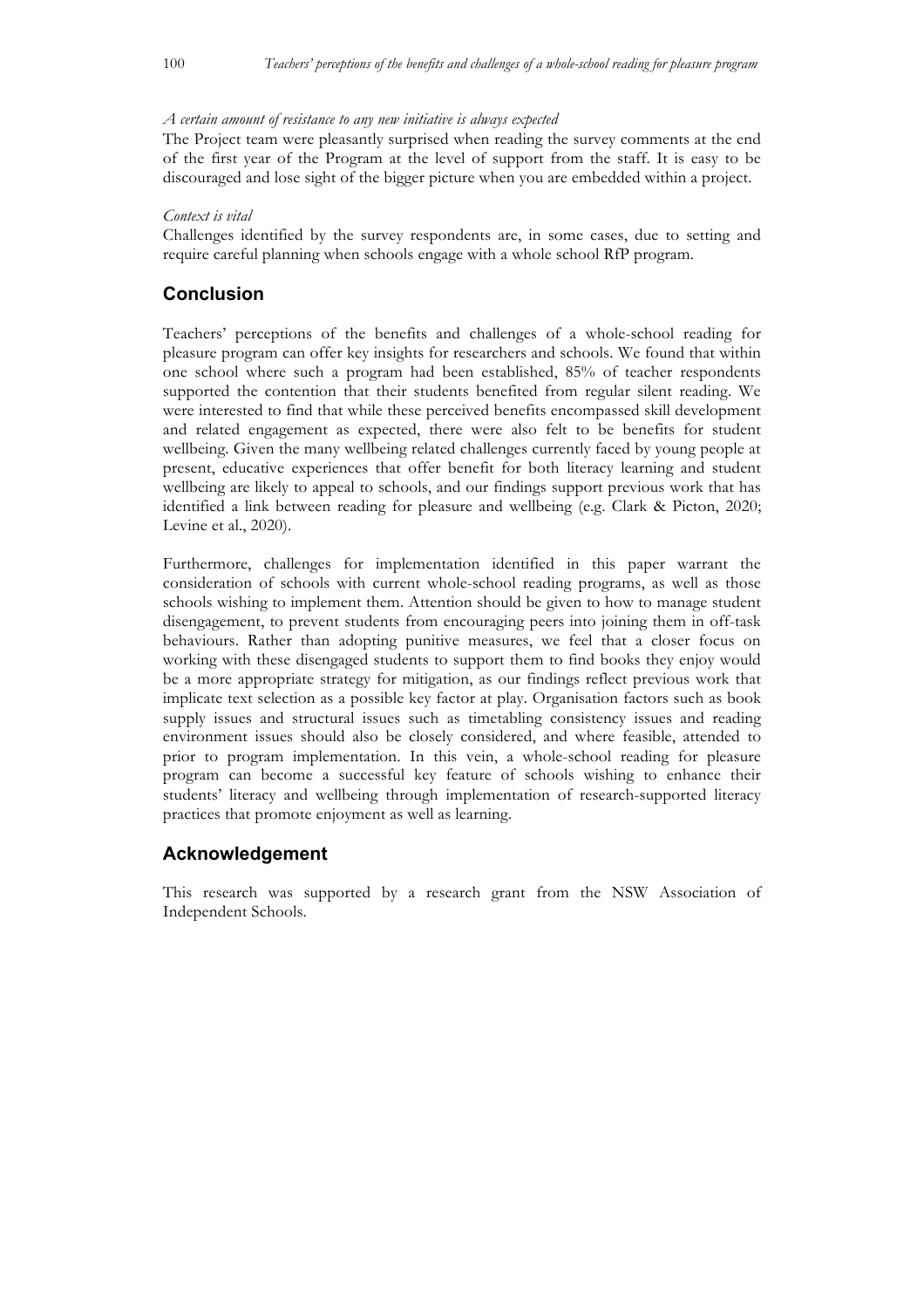*A certain amount of resistance to any new initiative is always expected*

The Project team were pleasantly surprised when reading the survey comments at the end of the first year of the Program at the level of support from the staff. It is easy to be discouraged and lose sight of the bigger picture when you are embedded within a project.

*Context is vital*

Challenges identified by the survey respondents are, in some cases, due to setting and require careful planning when schools engage with a whole school RfP program.

## Conclusion

Teachers' perceptions of the benefits and challenges of a whole-school reading for pleasure program can offer key insights for researchers and schools. We found that within one school where such a program had been established, 85% of teacher respondents supported the contention that their students benefited from regular silent reading. We were interested to find that while these perceived benefits encompassed skill development and related engagement as expected, there were also felt to be benefits for student wellbeing. Given the many wellbeing related challenges currently faced by young people at present, educative experiences that offer benefit for both literacy learning and student wellbeing are likely to appeal to schools, and our findings support previous work that has identified a link between reading for pleasure and wellbeing (e.g. Clark & Picton, 2020; Levine et al., 2020).

Furthermore, challenges for implementation identified in this paper warrant the consideration of schools with current whole-school reading programs, as well as those schools wishing to implement them. Attention should be given to how to manage student disengagement, to prevent students from encouraging peers into joining them in off-task behaviours. Rather than adopting punitive measures, we feel that a closer focus on working with these disengaged students to support them to find books they enjoy would be a more appropriate strategy for mitigation, as our findings reflect previous work that implicate text selection as a possible key factor at play. Organisation factors such as book supply issues and structural issues such as timetabling consistency issues and reading environment issues should also be closely considered, and where feasible, attended to prior to program implementation. In this vein, a whole-school reading for pleasure program can become a successful key feature of schools wishing to enhance their students' literacy and wellbeing through implementation of research-supported literacy practices that promote enjoyment as well as learning.

## Acknowledgement

This research was supported by a research grant from the NSW Association of Independent Schools.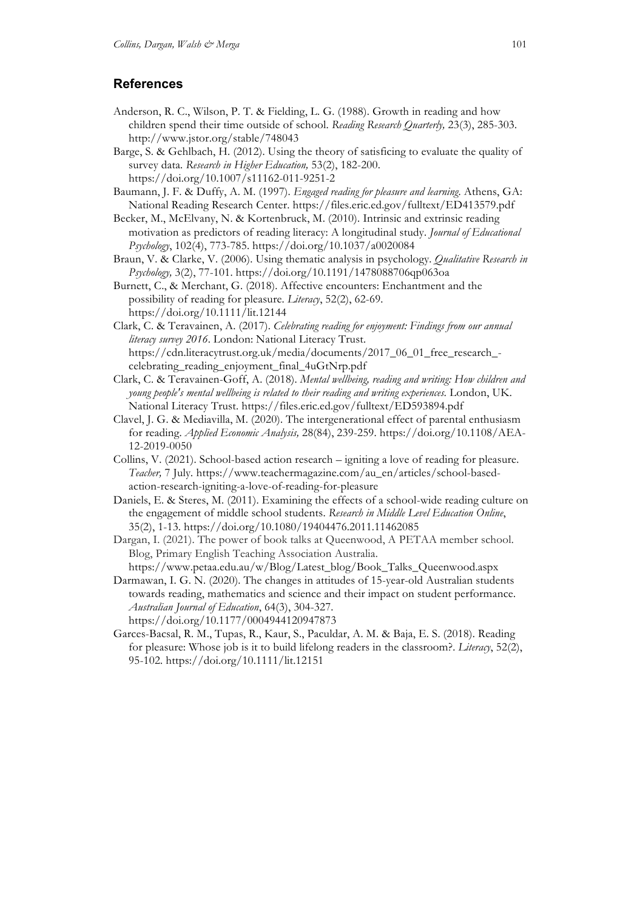## References

Anderson, R. C., Wilson, P. T. & Fielding, L. G. (1988). Growth in reading and how children spend their time outside of school. *Reading Research Quarterly,* 23(3), 285-303. http://www.jstor.org/stable/748043

Barge, S. & Gehlbach, H. (2012). Using the theory of satisficing to evaluate the quality of survey data. *Research in Higher Education,* 53(2), 182-200. https://doi.org/10.1007/s11162-011-9251-2

Baumann, J. F. & Duffy, A. M. (1997). *Engaged reading for pleasure and learning.* Athens, GA: National Reading Research Center. https://files.eric.ed.gov/fulltext/ED413579.pdf

Becker, M., McElvany, N. & Kortenbruck, M. (2010). Intrinsic and extrinsic reading motivation as predictors of reading literacy: A longitudinal study. *Journal of Educational Psychology*, 102(4), 773-785. https://doi.org/10.1037/a0020084

Braun, V. & Clarke, V. (2006). Using thematic analysis in psychology. *Qualitative Research in Psychology,* 3(2), 77-101. https://doi.org/10.1191/1478088706qp063oa

Burnett, C., & Merchant, G. (2018). Affective encounters: Enchantment and the possibility of reading for pleasure. *Literacy*, 52(2), 62-69. https://doi.org/10.1111/lit.12144

Clark, C. & Teravainen, A. (2017). *Celebrating reading for enjoyment: Findings from our annual literacy survey 2016*. London: National Literacy Trust. https://cdn.literacytrust.org.uk/media/documents/2017_06_01_free_research_-celebrating_reading_enjoyment_final_4uGtNrp.pdf

Clark, C. & Teravainen-Goff, A. (2018). *Mental wellbeing, reading and writing: How children and young people's mental wellbeing is related to their reading and writing experiences.* London, UK. National Literacy Trust. https://files.eric.ed.gov/fulltext/ED593894.pdf

Clavel, J. G. & Mediavilla, M. (2020). The intergenerational effect of parental enthusiasm for reading. *Applied Economic Analysis,* 28(84), 239-259. https://doi.org/10.1108/AEA-12-2019-0050

Collins, V. (2021). School-based action research – igniting a love of reading for pleasure. *Teacher,* 7 July. https://www.teachermagazine.com/au_en/articles/school-based-action-research-igniting-a-love-of-reading-for-pleasure

Daniels, E. & Steres, M. (2011). Examining the effects of a school-wide reading culture on the engagement of middle school students. *Research in Middle Level Education Online*, 35(2), 1-13. https://doi.org/10.1080/19404476.2011.11462085

Dargan, I. (2021). The power of book talks at Queenwood, A PETAA member school. Blog, Primary English Teaching Association Australia. https://www.petaa.edu.au/w/Blog/Latest_blog/Book_Talks_Queenwood.aspx

Darmawan, I. G. N. (2020). The changes in attitudes of 15-year-old Australian students towards reading, mathematics and science and their impact on student performance. *Australian Journal of Education*, 64(3), 304-327. https://doi.org/10.1177/0004944120947873

Garces-Bacsal, R. M., Tupas, R., Kaur, S., Paculdar, A. M. & Baja, E. S. (2018). Reading for pleasure: Whose job is it to build lifelong readers in the classroom?. *Literacy*, 52(2), 95-102. https://doi.org/10.1111/lit.12151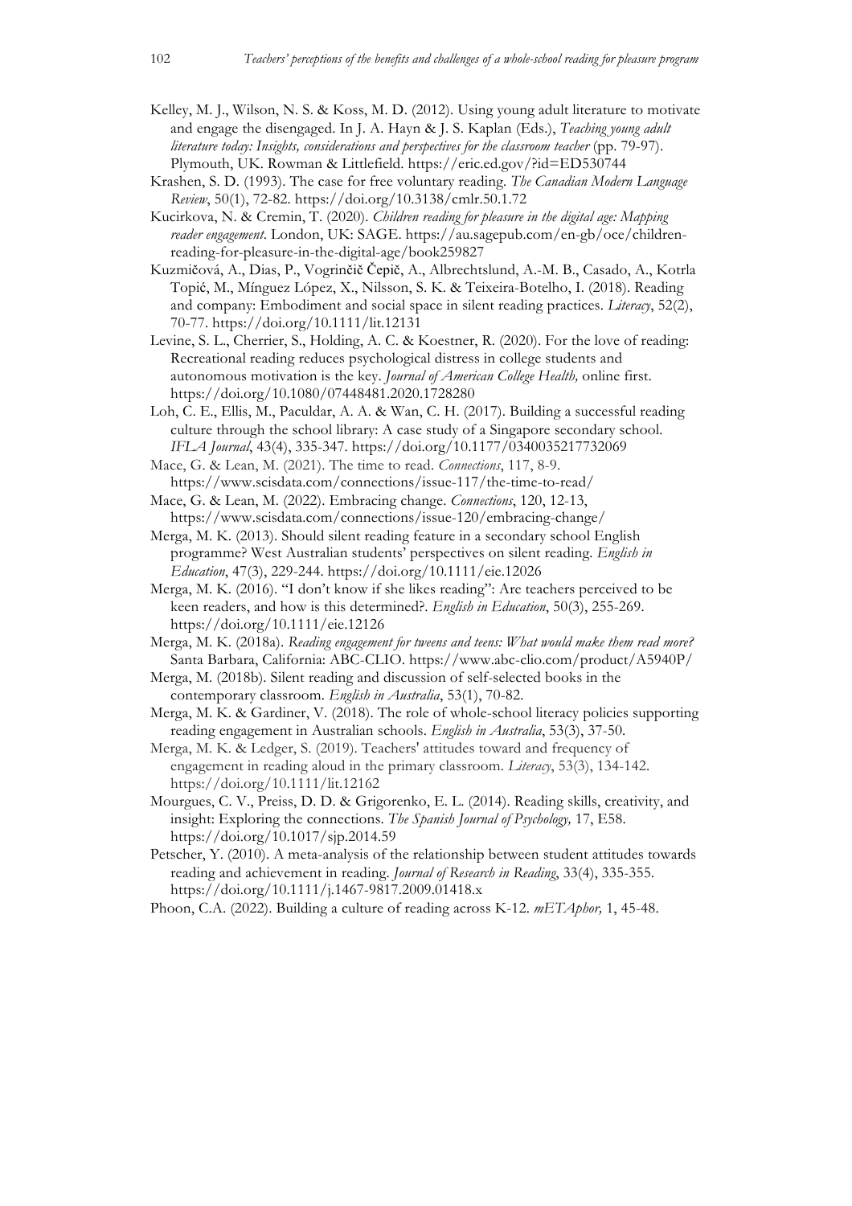Kelley, M. J., Wilson, N. S. & Koss, M. D. (2012). Using young adult literature to motivate and engage the disengaged. In J. A. Hayn & J. S. Kaplan (Eds.), *Teaching young adult literature today: Insights, considerations and perspectives for the classroom teacher* (pp. 79-97). Plymouth, UK. Rowman & Littlefield. https://eric.ed.gov/?id=ED530744

Krashen, S. D. (1993). The case for free voluntary reading. *The Canadian Modern Language Review*, 50(1), 72-82. https://doi.org/10.3138/cmlr.50.1.72

Kucirkova, N. & Cremin, T. (2020). *Children reading for pleasure in the digital age: Mapping reader engagement*. London, UK: SAGE. https://au.sagepub.com/en-gb/oce/children-reading-for-pleasure-in-the-digital-age/book259827

Kuzmičová, A., Dias, P., Vogrinčič Čepič, A., Albrechtslund, A.-M. B., Casado, A., Kotrla Topić, M., Mínguez López, X., Nilsson, S. K. & Teixeira-Botelho, I. (2018). Reading and company: Embodiment and social space in silent reading practices. *Literacy*, 52(2), 70-77. https://doi.org/10.1111/lit.12131

Levine, S. L., Cherrier, S., Holding, A. C. & Koestner, R. (2020). For the love of reading: Recreational reading reduces psychological distress in college students and autonomous motivation is the key. *Journal of American College Health,* online first. https://doi.org/10.1080/07448481.2020.1728280

Loh, C. E., Ellis, M., Paculdar, A. A. & Wan, C. H. (2017). Building a successful reading culture through the school library: A case study of a Singapore secondary school. *IFLA Journal*, 43(4), 335-347. https://doi.org/10.1177/0340035217732069

Mace, G. & Lean, M. (2021). The time to read. *Connections*, 117, 8-9. https://www.scisdata.com/connections/issue-117/the-time-to-read/

Mace, G. & Lean, M. (2022). Embracing change. *Connections*, 120, 12-13, https://www.scisdata.com/connections/issue-120/embracing-change/

Merga, M. K. (2013). Should silent reading feature in a secondary school English programme? West Australian students' perspectives on silent reading. *English in Education*, 47(3), 229-244. https://doi.org/10.1111/eie.12026

Merga, M. K. (2016). "I don't know if she likes reading": Are teachers perceived to be keen readers, and how is this determined?. *English in Education*, 50(3), 255-269. https://doi.org/10.1111/eie.12126

Merga, M. K. (2018a). *Reading engagement for tweens and teens: What would make them read more?* Santa Barbara, California: ABC-CLIO. https://www.abc-clio.com/product/A5940P/

Merga, M. (2018b). Silent reading and discussion of self-selected books in the contemporary classroom. *English in Australia*, 53(1), 70-82.

Merga, M. K. & Gardiner, V. (2018). The role of whole-school literacy policies supporting reading engagement in Australian schools. *English in Australia*, 53(3), 37-50.

Merga, M. K. & Ledger, S. (2019). Teachers' attitudes toward and frequency of engagement in reading aloud in the primary classroom. *Literacy*, 53(3), 134-142. https://doi.org/10.1111/lit.12162

Mourgues, C. V., Preiss, D. D. & Grigorenko, E. L. (2014). Reading skills, creativity, and insight: Exploring the connections. *The Spanish Journal of Psychology,* 17, E58. https://doi.org/10.1017/sjp.2014.59

Petscher, Y. (2010). A meta-analysis of the relationship between student attitudes towards reading and achievement in reading. *Journal of Research in Reading*, 33(4), 335-355. https://doi.org/10.1111/j.1467-9817.2009.01418.x

Phoon, C.A. (2022). Building a culture of reading across K-12. *mETAphor,* 1, 45-48.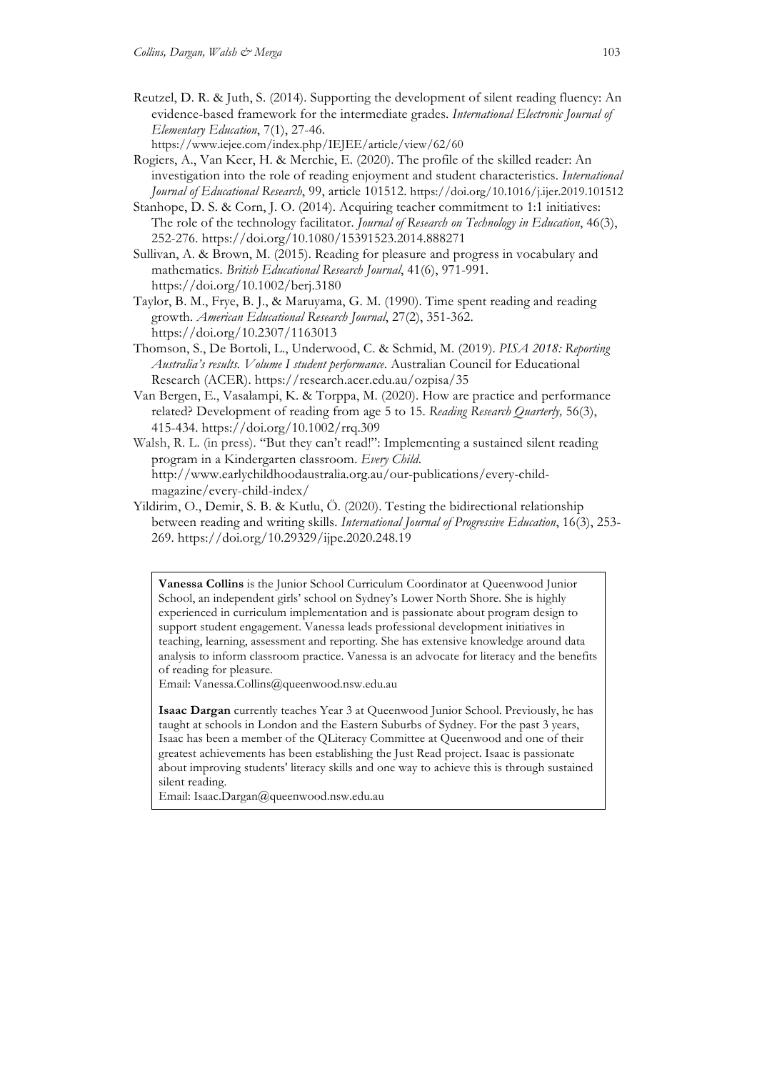Reutzel, D. R. & Juth, S. (2014). Supporting the development of silent reading fluency: An evidence-based framework for the intermediate grades. *International Electronic Journal of Elementary Education*, 7(1), 27-46. https://www.iejee.com/index.php/IEJEE/article/view/62/60

Rogiers, A., Van Keer, H. & Merchie, E. (2020). The profile of the skilled reader: An investigation into the role of reading enjoyment and student characteristics. *International Journal of Educational Research*, 99, article 101512. https://doi.org/10.1016/j.ijer.2019.101512

Stanhope, D. S. & Corn, J. O. (2014). Acquiring teacher commitment to 1:1 initiatives: The role of the technology facilitator. *Journal of Research on Technology in Education*, 46(3), 252-276. https://doi.org/10.1080/15391523.2014.888271

Sullivan, A. & Brown, M. (2015). Reading for pleasure and progress in vocabulary and mathematics. *British Educational Research Journal*, 41(6), 971-991. https://doi.org/10.1002/berj.3180

Taylor, B. M., Frye, B. J., & Maruyama, G. M. (1990). Time spent reading and reading growth. *American Educational Research Journal*, 27(2), 351-362. https://doi.org/10.2307/1163013

Thomson, S., De Bortoli, L., Underwood, C. & Schmid, M. (2019). *PISA 2018: Reporting Australia's results. Volume I student performance*. Australian Council for Educational Research (ACER). https://research.acer.edu.au/ozpisa/35

Van Bergen, E., Vasalampi, K. & Torppa, M. (2020). How are practice and performance related? Development of reading from age 5 to 15. *Reading Research Quarterly,* 56(3), 415-434. https://doi.org/10.1002/rrq.309

Walsh, R. L. (in press). "But they can't read!": Implementing a sustained silent reading program in a Kindergarten classroom. *Every Child*. http://www.earlychildhoodaustralia.org.au/our-publications/every-child-magazine/every-child-index/

Yildirim, O., Demir, S. B. & Kutlu, Ö. (2020). Testing the bidirectional relationship between reading and writing skills. *International Journal of Progressive Education*, 16(3), 253-269. https://doi.org/10.29329/ijpe.2020.248.19

**Vanessa Collins** is the Junior School Curriculum Coordinator at Queenwood Junior School, an independent girls' school on Sydney's Lower North Shore. She is highly experienced in curriculum implementation and is passionate about program design to support student engagement. Vanessa leads professional development initiatives in teaching, learning, assessment and reporting. She has extensive knowledge around data analysis to inform classroom practice. Vanessa is an advocate for literacy and the benefits of reading for pleasure.
Email: Vanessa.Collins@queenwood.nsw.edu.au

**Isaac Dargan** currently teaches Year 3 at Queenwood Junior School. Previously, he has taught at schools in London and the Eastern Suburbs of Sydney. For the past 3 years, Isaac has been a member of the QLiteracy Committee at Queenwood and one of their greatest achievements has been establishing the Just Read project. Isaac is passionate about improving students' literacy skills and one way to achieve this is through sustained silent reading.
Email: Isaac.Dargan@queenwood.nsw.edu.au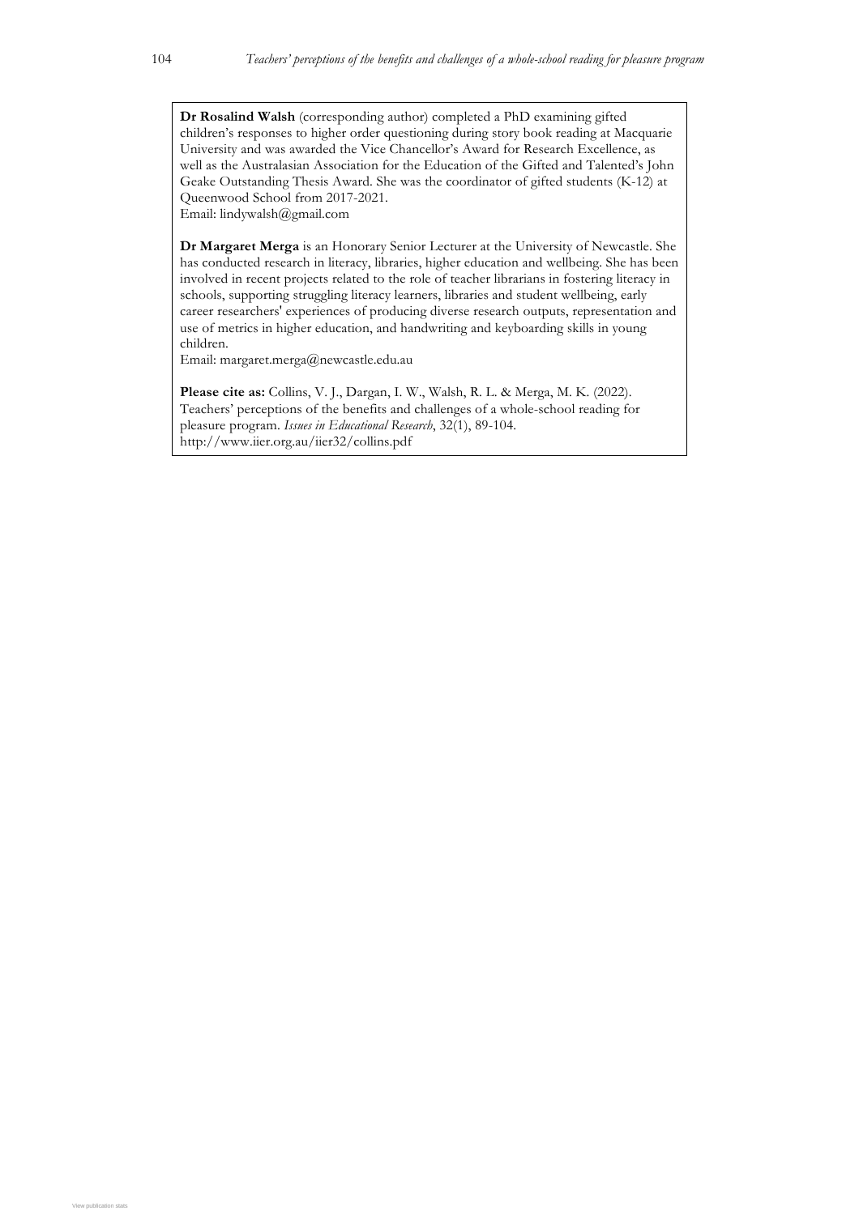**Dr Rosalind Walsh** (corresponding author) completed a PhD examining gifted children's responses to higher order questioning during story book reading at Macquarie University and was awarded the Vice Chancellor's Award for Research Excellence, as well as the Australasian Association for the Education of the Gifted and Talented's John Geake Outstanding Thesis Award. She was the coordinator of gifted students (K-12) at Queenwood School from 2017-2021.
Email: lindywalsh@gmail.com

**Dr Margaret Merga** is an Honorary Senior Lecturer at the University of Newcastle. She has conducted research in literacy, libraries, higher education and wellbeing. She has been involved in recent projects related to the role of teacher librarians in fostering literacy in schools, supporting struggling literacy learners, libraries and student wellbeing, early career researchers' experiences of producing diverse research outputs, representation and use of metrics in higher education, and handwriting and keyboarding skills in young children.
Email: margaret.merga@newcastle.edu.au

**Please cite as:** Collins, V. J., Dargan, I. W., Walsh, R. L. & Merga, M. K. (2022). Teachers' perceptions of the benefits and challenges of a whole-school reading for pleasure program. *Issues in Educational Research*, 32(1), 89-104. http://www.iier.org.au/iier32/collins.pdf